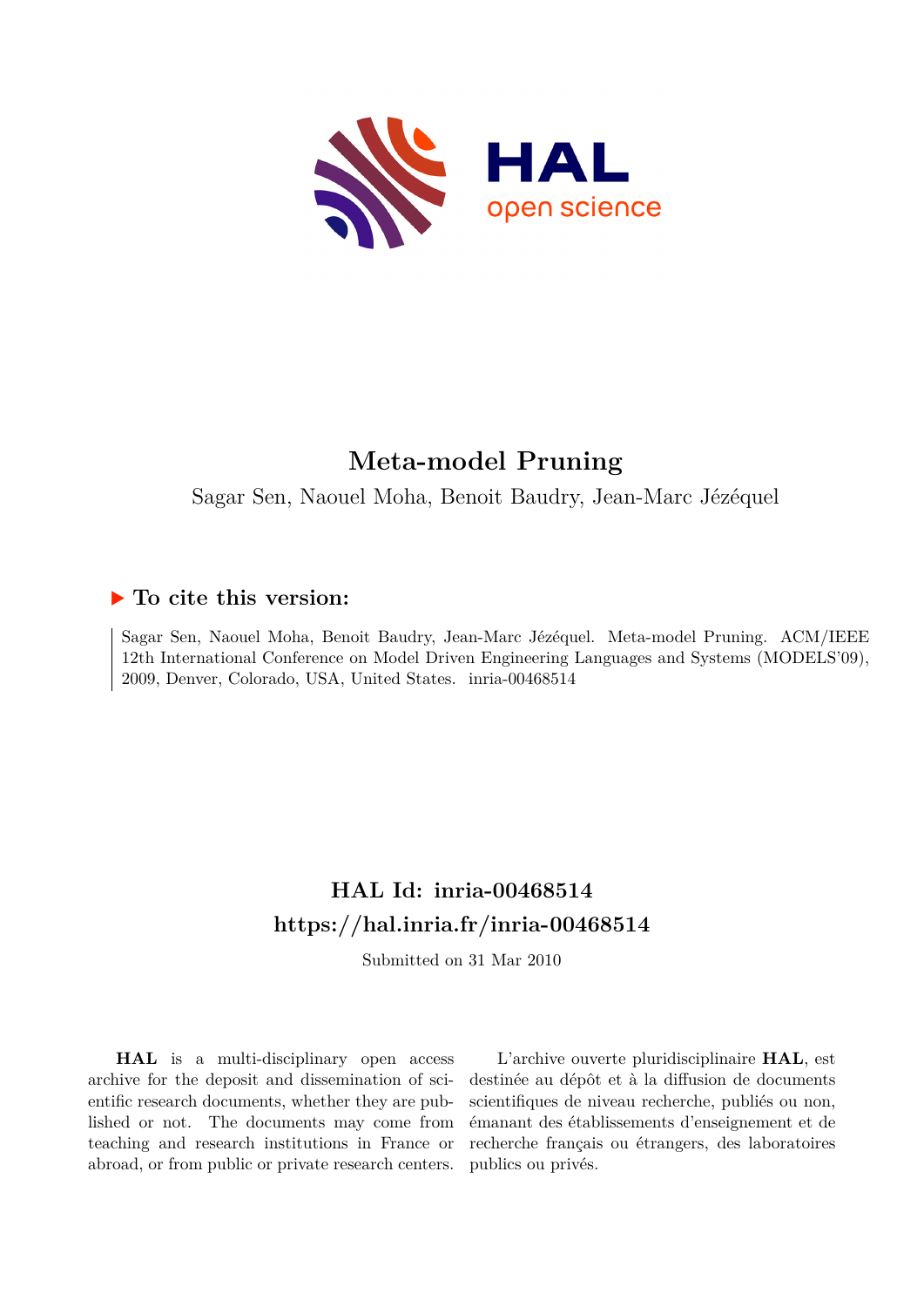# Meta-model Pruning

Sagar Sen, Naouel Moha, Benoit Baudry, Jean-Marc Jézéquel

## ▶ To cite this version:

Sagar Sen, Naouel Moha, Benoit Baudry, Jean-Marc Jézéquel. Meta-model Pruning. ACM/IEEE 12th International Conference on Model Driven Engineering Languages and Systems (MODELS'09), 2009, Denver, Colorado, USA, United States. inria-00468514

## HAL Id: inria-00468514
## https://hal.inria.fr/inria-00468514

Submitted on 31 Mar 2010

**HAL** is a multi-disciplinary open access archive for the deposit and dissemination of scientific research documents, whether they are published or not. The documents may come from teaching and research institutions in France or abroad, or from public or private research centers.

L'archive ouverte pluridisciplinaire **HAL**, est destinée au dépôt et à la diffusion de documents scientifiques de niveau recherche, publiés ou non, émanant des établissements d'enseignement et de recherche français ou étrangers, des laboratoires publics ou privés.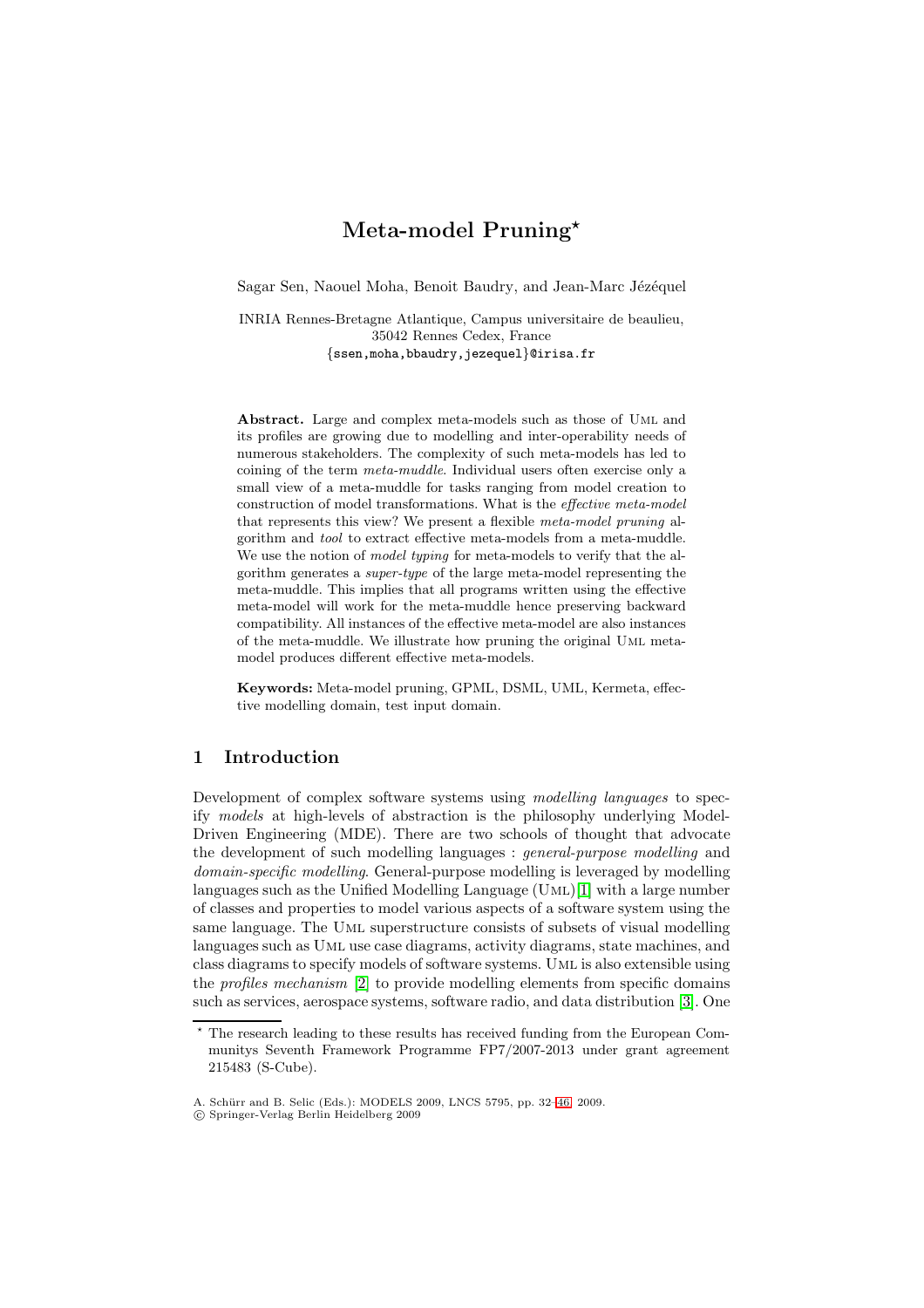# Meta-model Pruning*

Sagar Sen, Naouel Moha, Benoit Baudry, and Jean-Marc Jézéquel

INRIA Rennes-Bretagne Atlantique, Campus universitaire de beaulieu, 35042 Rennes Cedex, France  
{ssen,moha,bbaudry,jezequel}@irisa.fr

**Abstract.** Large and complex meta-models such as those of UML and its profiles are growing due to modelling and inter-operability needs of numerous stakeholders. The complexity of such meta-models has led to coining of the term *meta-muddle*. Individual users often exercise only a small view of a meta-muddle for tasks ranging from model creation to construction of model transformations. What is the *effective meta-model* that represents this view? We present a flexible *meta-model pruning* algorithm and *tool* to extract effective meta-models from a meta-muddle. We use the notion of *model typing* for meta-models to verify that the algorithm generates a *super-type* of the large meta-model representing the meta-muddle. This implies that all programs written using the effective meta-model will work for the meta-muddle hence preserving backward compatibility. All instances of the effective meta-model are also instances of the meta-muddle. We illustrate how pruning the original UML meta-model produces different effective meta-models.

**Keywords:** Meta-model pruning, GPML, DSML, UML, Kermeta, effective modelling domain, test input domain.

## 1 Introduction

Development of complex software systems using *modelling languages* to specify *models* at high-levels of abstraction is the philosophy underlying Model-Driven Engineering (MDE). There are two schools of thought that advocate the development of such modelling languages : *general-purpose modelling* and *domain-specific modelling*. General-purpose modelling is leveraged by modelling languages such as the Unified Modelling Language (UML)[1] with a large number of classes and properties to model various aspects of a software system using the same language. The UML superstructure consists of subsets of visual modelling languages such as UML use case diagrams, activity diagrams, state machines, and class diagrams to specify models of software systems. UML is also extensible using the *profiles mechanism* [2] to provide modelling elements from specific domains such as services, aerospace systems, software radio, and data distribution [3]. One

* The research leading to these results has received funding from the European Communitys Seventh Framework Programme FP7/2007-2013 under grant agreement 215483 (S-Cube).

A. Schürr and B. Selic (Eds.): MODELS 2009, LNCS 5795, pp. 32–46, 2009.  
© Springer-Verlag Berlin Heidelberg 2009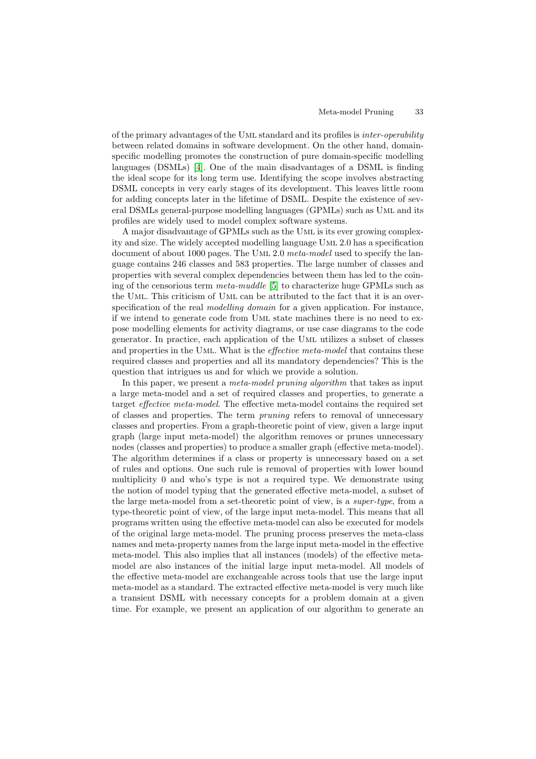of the primary advantages of the UML standard and its profiles is *inter-operability* between related domains in software development. On the other hand, domain-specific modelling promotes the construction of pure domain-specific modelling languages (DSMLs) [4]. One of the main disadvantages of a DSML is finding the ideal scope for its long term use. Identifying the scope involves abstracting DSML concepts in very early stages of its development. This leaves little room for adding concepts later in the lifetime of DSML. Despite the existence of several DSMLs general-purpose modelling languages (GPMLs) such as UML and its profiles are widely used to model complex software systems.

A major disadvantage of GPMLs such as the UML is its ever growing complexity and size. The widely accepted modelling language UML 2.0 has a specification document of about 1000 pages. The UML 2.0 *meta-model* used to specify the language contains 246 classes and 583 properties. The large number of classes and properties with several complex dependencies between them has led to the coining of the censorious term *meta-muddle* [5] to characterize huge GPMLs such as the UML. This criticism of UML can be attributed to the fact that it is an over-specification of the real *modelling domain* for a given application. For instance, if we intend to generate code from UML state machines there is no need to expose modelling elements for activity diagrams, or use case diagrams to the code generator. In practice, each application of the UML utilizes a subset of classes and properties in the UML. What is the *effective meta-model* that contains these required classes and properties and all its mandatory dependencies? This is the question that intrigues us and for which we provide a solution.

In this paper, we present a *meta-model pruning algorithm* that takes as input a large meta-model and a set of required classes and properties, to generate a target *effective meta-model*. The effective meta-model contains the required set of classes and properties. The term *pruning* refers to removal of unnecessary classes and properties. From a graph-theoretic point of view, given a large input graph (large input meta-model) the algorithm removes or prunes unnecessary nodes (classes and properties) to produce a smaller graph (effective meta-model). The algorithm determines if a class or property is unnecessary based on a set of rules and options. One such rule is removal of properties with lower bound multiplicity 0 and who's type is not a required type. We demonstrate using the notion of model typing that the generated effective meta-model, a subset of the large meta-model from a set-theoretic point of view, is a *super-type*, from a type-theoretic point of view, of the large input meta-model. This means that all programs written using the effective meta-model can also be executed for models of the original large meta-model. The pruning process preserves the meta-class names and meta-property names from the large input meta-model in the effective meta-model. This also implies that all instances (models) of the effective meta-model are also instances of the initial large input meta-model. All models of the effective meta-model are exchangeable across tools that use the large input meta-model as a standard. The extracted effective meta-model is very much like a transient DSML with necessary concepts for a problem domain at a given time. For example, we present an application of our algorithm to generate an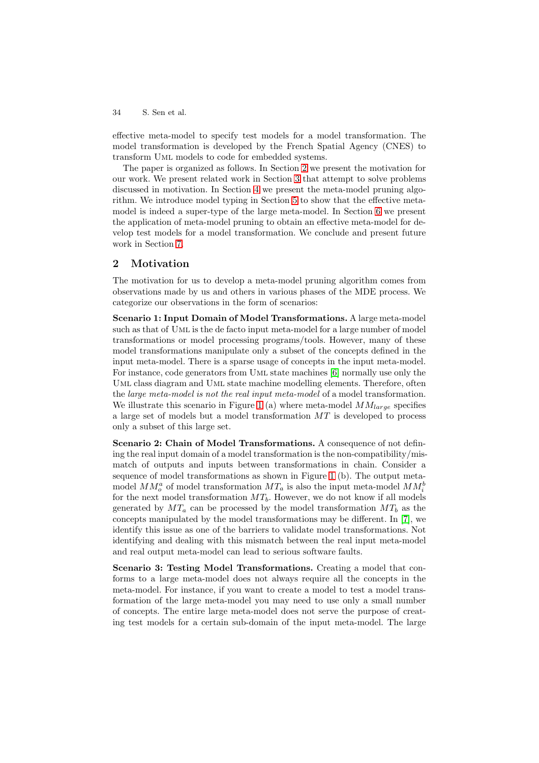effective meta-model to specify test models for a model transformation. The model transformation is developed by the French Spatial Agency (CNES) to transform UML models to code for embedded systems.

The paper is organized as follows. In Section 2 we present the motivation for our work. We present related work in Section 3 that attempt to solve problems discussed in motivation. In Section 4 we present the meta-model pruning algorithm. We introduce model typing in Section 5 to show that the effective meta-model is indeed a super-type of the large meta-model. In Section 6 we present the application of meta-model pruning to obtain an effective meta-model for develop test models for a model transformation. We conclude and present future work in Section 7.

## 2 Motivation

The motivation for us to develop a meta-model pruning algorithm comes from observations made by us and others in various phases of the MDE process. We categorize our observations in the form of scenarios:

**Scenario 1: Input Domain of Model Transformations.** A large meta-model such as that of UML is the de facto input meta-model for a large number of model transformations or model processing programs/tools. However, many of these model transformations manipulate only a subset of the concepts defined in the input meta-model. There is a sparse usage of concepts in the input meta-model. For instance, code generators from UML state machines [6] normally use only the UML class diagram and UML state machine modelling elements. Therefore, often the *large meta-model is not the real input meta-model* of a model transformation. We illustrate this scenario in Figure 1 (a) where meta-model $MM_{large}$ specifies a large set of models but a model transformation $MT$ is developed to process only a subset of this large set.

**Scenario 2: Chain of Model Transformations.** A consequence of not defining the real input domain of a model transformation is the non-compatibility/mismatch of outputs and inputs between transformations in chain. Consider a sequence of model transformations as shown in Figure 1 (b). The output meta-model $MM^a_o$ of model transformation $MT_a$ is also the input meta-model $MM^b_i$ for the next model transformation $MT_b$. However, we do not know if all models generated by $MT_a$ can be processed by the model transformation $MT_b$ as the concepts manipulated by the model transformations may be different. In [7], we identify this issue as one of the barriers to validate model transformations. Not identifying and dealing with this mismatch between the real input meta-model and real output meta-model can lead to serious software faults.

**Scenario 3: Testing Model Transformations.** Creating a model that conforms to a large meta-model does not always require all the concepts in the meta-model. For instance, if you want to create a model to test a model transformation of the large meta-model you may need to use only a small number of concepts. The entire large meta-model does not serve the purpose of creating test models for a certain sub-domain of the input meta-model. The large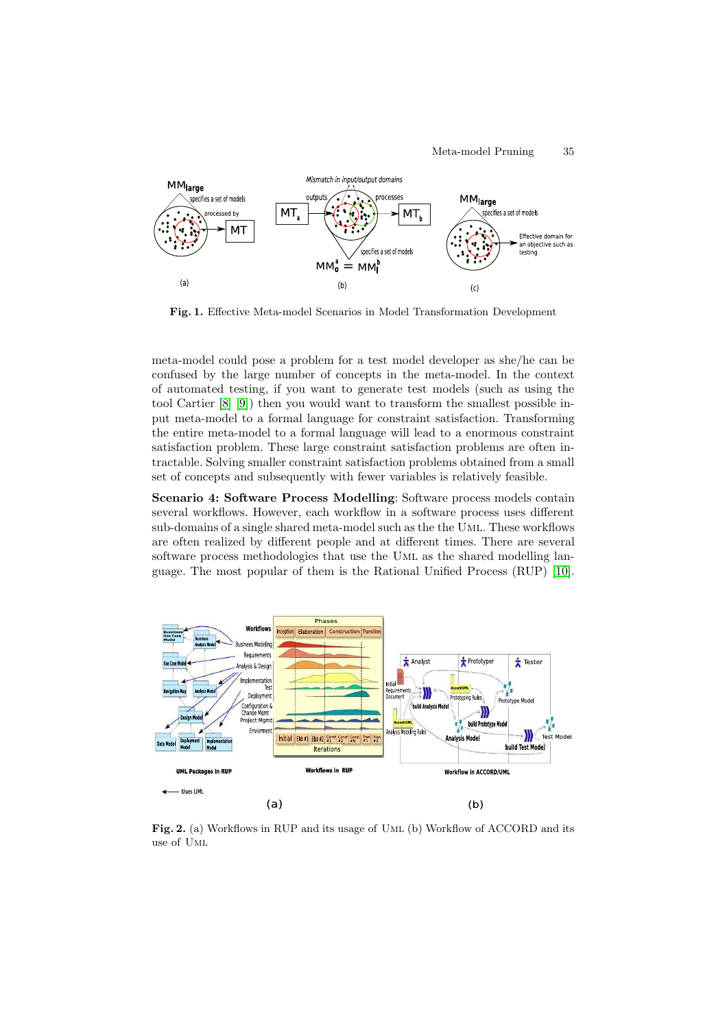**Fig. 1.** Effective Meta-model Scenarios in Model Transformation Development

meta-model could pose a problem for a test model developer as she/he can be confused by the large number of concepts in the meta-model. In the context of automated testing, if you want to generate test models (such as using the tool Cartier [8] [9]) then you would want to transform the smallest possible input meta-model to a formal language for constraint satisfaction. Transforming the entire meta-model to a formal language will lead to a enormous constraint satisfaction problem. These large constraint satisfaction problems are often intractable. Solving smaller constraint satisfaction problems obtained from a small set of concepts and subsequently with fewer variables is relatively feasible.

**Scenario 4: Software Process Modelling**: Software process models contain several workflows. However, each workflow in a software process uses different sub-domains of a single shared meta-model such as the the UML. These workflows are often realized by different people and at different times. There are several software process methodologies that use the UML as the shared modelling language. The most popular of them is the Rational Unified Process (RUP) [10].

**Fig. 2.** (a) Workflows in RUP and its usage of UML (b) Workflow of ACCORD and its use of UML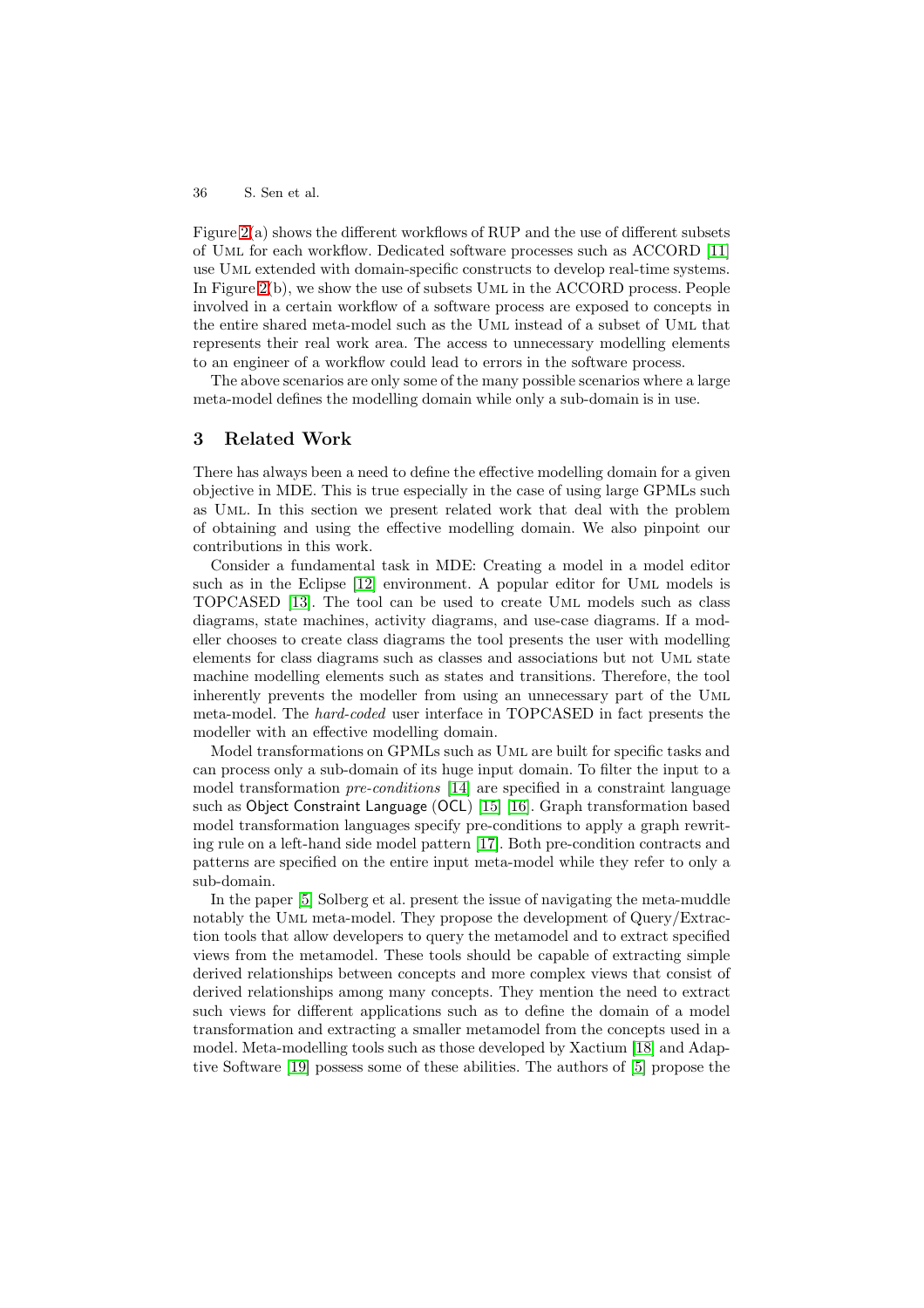Figure 2(a) shows the different workflows of RUP and the use of different subsets of UML for each workflow. Dedicated software processes such as ACCORD [11] use UML extended with domain-specific constructs to develop real-time systems. In Figure 2(b), we show the use of subsets UML in the ACCORD process. People involved in a certain workflow of a software process are exposed to concepts in the entire shared meta-model such as the UML instead of a subset of UML that represents their real work area. The access to unnecessary modelling elements to an engineer of a workflow could lead to errors in the software process.

The above scenarios are only some of the many possible scenarios where a large meta-model defines the modelling domain while only a sub-domain is in use.

## 3 Related Work

There has always been a need to define the effective modelling domain for a given objective in MDE. This is true especially in the case of using large GPMLs such as UML. In this section we present related work that deal with the problem of obtaining and using the effective modelling domain. We also pinpoint our contributions in this work.

Consider a fundamental task in MDE: Creating a model in a model editor such as in the Eclipse [12] environment. A popular editor for UML models is TOPCASED [13]. The tool can be used to create UML models such as class diagrams, state machines, activity diagrams, and use-case diagrams. If a modeller chooses to create class diagrams the tool presents the user with modelling elements for class diagrams such as classes and associations but not UML state machine modelling elements such as states and transitions. Therefore, the tool inherently prevents the modeller from using an unnecessary part of the UML meta-model. The *hard-coded* user interface in TOPCASED in fact presents the modeller with an effective modelling domain.

Model transformations on GPMLs such as UML are built for specific tasks and can process only a sub-domain of its huge input domain. To filter the input to a model transformation *pre-conditions* [14] are specified in a constraint language such as Object Constraint Language (OCL) [15] [16]. Graph transformation based model transformation languages specify pre-conditions to apply a graph rewriting rule on a left-hand side model pattern [17]. Both pre-condition contracts and patterns are specified on the entire input meta-model while they refer to only a sub-domain.

In the paper [5] Solberg et al. present the issue of navigating the meta-muddle notably the UML meta-model. They propose the development of Query/Extraction tools that allow developers to query the metamodel and to extract specified views from the metamodel. These tools should be capable of extracting simple derived relationships between concepts and more complex views that consist of derived relationships among many concepts. They mention the need to extract such views for different applications such as to define the domain of a model transformation and extracting a smaller metamodel from the concepts used in a model. Meta-modelling tools such as those developed by Xactium [18] and Adaptive Software [19] possess some of these abilities. The authors of [5] propose the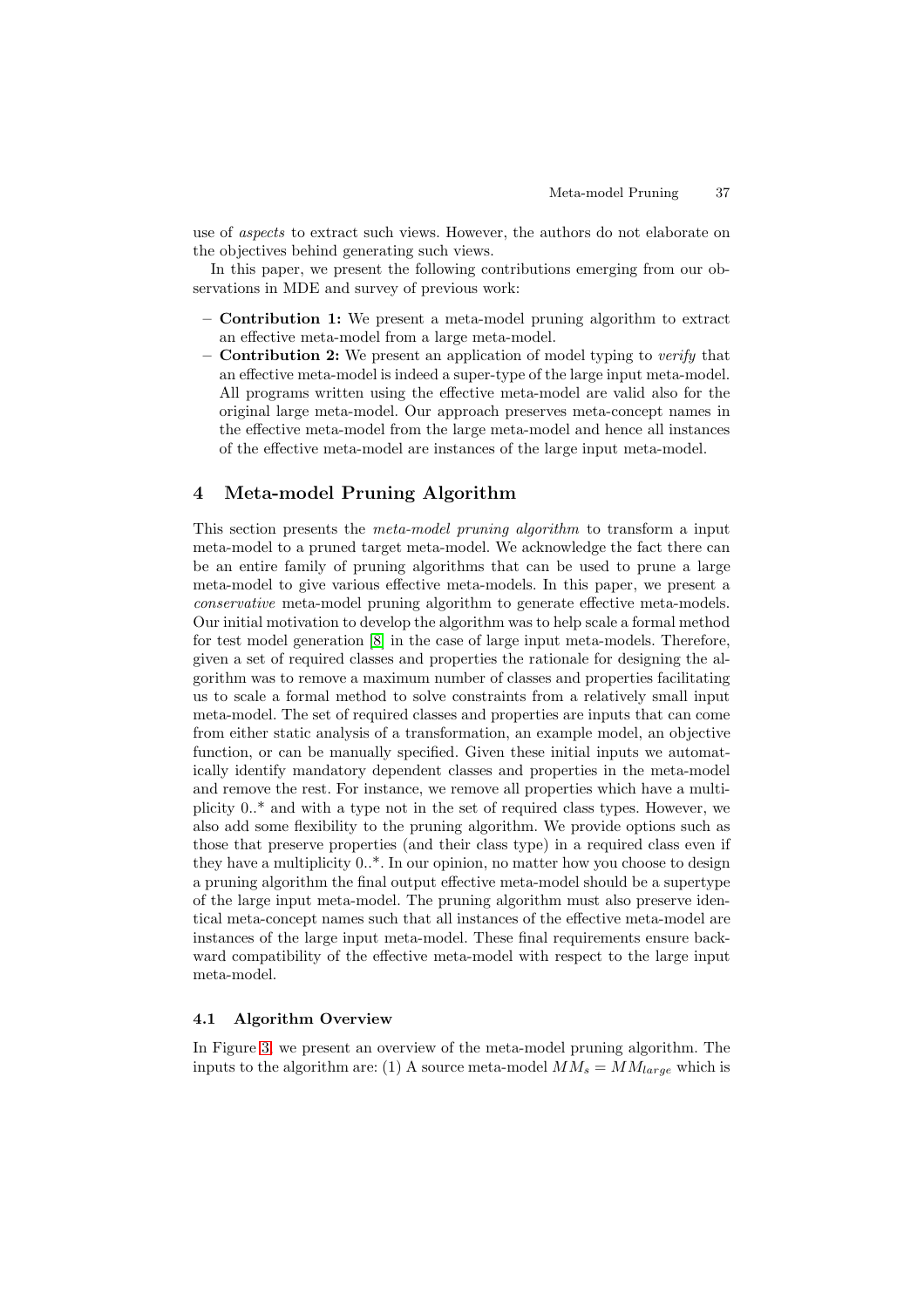use of *aspects* to extract such views. However, the authors do not elaborate on the objectives behind generating such views.

In this paper, we present the following contributions emerging from our observations in MDE and survey of previous work:

- **Contribution 1:** We present a meta-model pruning algorithm to extract an effective meta-model from a large meta-model.
- **Contribution 2:** We present an application of model typing to *verify* that an effective meta-model is indeed a super-type of the large input meta-model. All programs written using the effective meta-model are valid also for the original large meta-model. Our approach preserves meta-concept names in the effective meta-model from the large meta-model and hence all instances of the effective meta-model are instances of the large input meta-model.

## 4 Meta-model Pruning Algorithm

This section presents the *meta-model pruning algorithm* to transform a input meta-model to a pruned target meta-model. We acknowledge the fact there can be an entire family of pruning algorithms that can be used to prune a large meta-model to give various effective meta-models. In this paper, we present a *conservative* meta-model pruning algorithm to generate effective meta-models. Our initial motivation to develop the algorithm was to help scale a formal method for test model generation [8] in the case of large input meta-models. Therefore, given a set of required classes and properties the rationale for designing the algorithm was to remove a maximum number of classes and properties facilitating us to scale a formal method to solve constraints from a relatively small input meta-model. The set of required classes and properties are inputs that can come from either static analysis of a transformation, an example model, an objective function, or can be manually specified. Given these initial inputs we automatically identify mandatory dependent classes and properties in the meta-model and remove the rest. For instance, we remove all properties which have a multiplicity 0..* and with a type not in the set of required class types. However, we also add some flexibility to the pruning algorithm. We provide options such as those that preserve properties (and their class type) in a required class even if they have a multiplicity 0..*. In our opinion, no matter how you choose to design a pruning algorithm the final output effective meta-model should be a supertype of the large input meta-model. The pruning algorithm must also preserve identical meta-concept names such that all instances of the effective meta-model are instances of the large input meta-model. These final requirements ensure backward compatibility of the effective meta-model with respect to the large input meta-model.

### 4.1 Algorithm Overview

In Figure 3, we present an overview of the meta-model pruning algorithm. The inputs to the algorithm are: (1) A source meta-model $MM_s = MM_{large}$ which is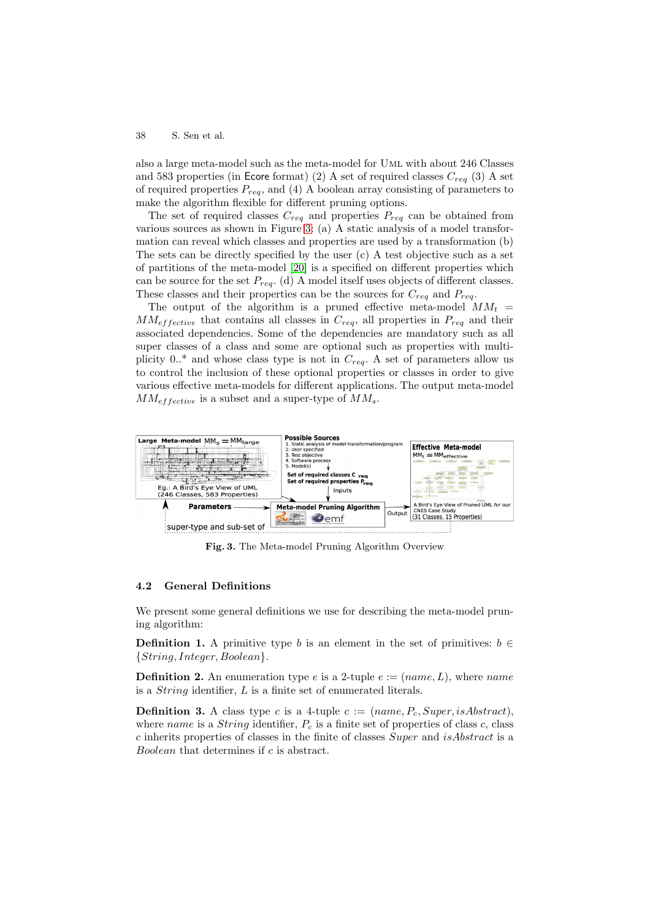also a large meta-model such as the meta-model for UML with about 246 Classes and 583 properties (in Ecore format) (2) A set of required classes $C_{req}$ (3) A set of required properties $P_{req}$, and (4) A boolean array consisting of parameters to make the algorithm flexible for different pruning options.

The set of required classes $C_{req}$ and properties $P_{req}$ can be obtained from various sources as shown in Figure 3: (a) A static analysis of a model transformation can reveal which classes and properties are used by a transformation (b) The sets can be directly specified by the user (c) A test objective such as a set of partitions of the meta-model [20] is a specified on different properties which can be source for the set $P_{req}$. (d) A model itself uses objects of different classes. These classes and their properties can be the sources for $C_{req}$ and $P_{req}$.

The output of the algorithm is a pruned effective meta-model $MM_t = MM_{effective}$ that contains all classes in $C_{req}$, all properties in $P_{req}$ and their associated dependencies. Some of the dependencies are mandatory such as all super classes of a class and some are optional such as properties with multiplicity 0..* and whose class type is not in $C_{req}$. A set of parameters allow us to control the inclusion of these optional properties or classes in order to give various effective meta-models for different applications. The output meta-model $MM_{effective}$ is a subset and a super-type of $MM_s$.

Large Meta-model $MM_s = MM_{large}$

Eg.: A Bird's Eye View of UML (246 Classes, 583 Properties)

Possible Sources
1. Static analysis of model transformation/program
2. User specified
3. Test objective
4. Software process
5. Model(s)

Set of required classes $C_{req}$
Set of required properties $P_{req}$

Inputs

Parameters

Meta-model Pruning Algorithm

Output

Effective Meta-model
$MM_t = MM_{effective}$

A Bird's Eye View of Pruned UML for our CNES Case Study (31 Classes, 15 Properties)

super-type and sub-set of

**Fig. 3.** The Meta-model Pruning Algorithm Overview

### 4.2 General Definitions

We present some general definitions we use for describing the meta-model pruning algorithm:

**Definition 1.** A primitive type $b$ is an element in the set of primitives: $b \in \{String, Integer, Boolean\}$.

**Definition 2.** An enumeration type $e$ is a 2-tuple $e := (name, L)$, where $name$ is a $String$ identifier, $L$ is a finite set of enumerated literals.

**Definition 3.** A class type $c$ is a 4-tuple $c := (name, P_c, Super, isAbstract)$, where $name$ is a $String$ identifier, $P_c$ is a finite set of properties of class $c$, class $c$ inherits properties of classes in the finite of classes $Super$ and $isAbstract$ is a $Boolean$ that determines if $c$ is abstract.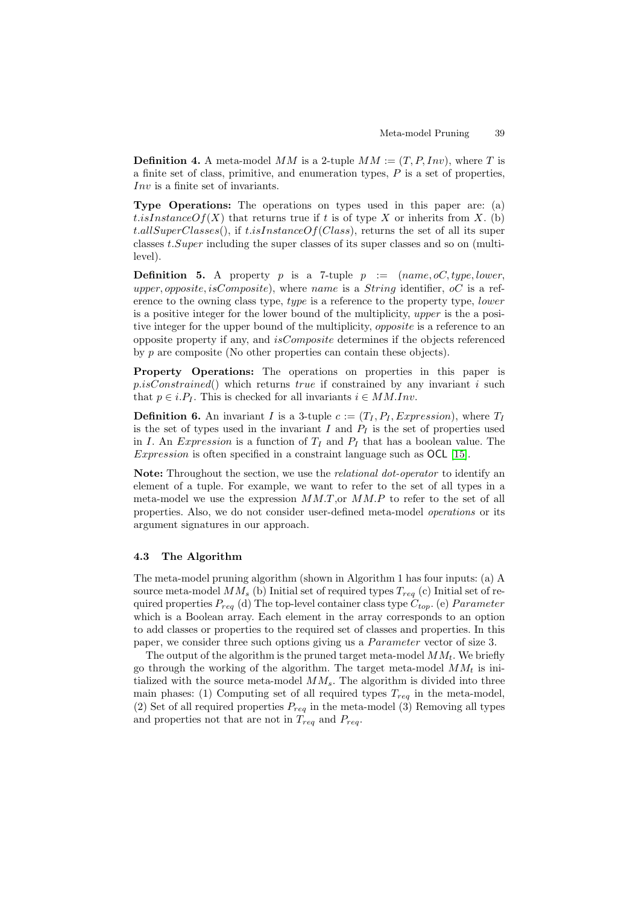**Definition 4.** A meta-model $MM$ is a 2-tuple $MM := (T, P, Inv)$, where $T$ is a finite set of class, primitive, and enumeration types, $P$ is a set of properties, $Inv$ is a finite set of invariants.

**Type Operations:** The operations on types used in this paper are: (a) $t.isInstanceOf(X)$ that returns true if $t$ is of type $X$ or inherits from $X$. (b) $t.allSuperClasses()$, if $t.isInstanceOf(Class)$, returns the set of all its super classes $t.Super$ including the super classes of its super classes and so on (multi-level).

**Definition 5.** A property $p$ is a 7-tuple $p := (name, oC, type, lower, upper, opposite, isComposite)$, where $name$ is a $String$ identifier, $oC$ is a reference to the owning class type, $type$ is a reference to the property type, $lower$ is a positive integer for the lower bound of the multiplicity, $upper$ is the a positive integer for the upper bound of the multiplicity, $opposite$ is a reference to an opposite property if any, and $isComposite$ determines if the objects referenced by $p$ are composite (No other properties can contain these objects).

**Property Operations:** The operations on properties in this paper is $p.isConstrained()$ which returns *true* if constrained by any invariant $i$ such that $p \in i.P_I$. This is checked for all invariants $i \in MM.Inv$.

**Definition 6.** An invariant $I$ is a 3-tuple $c := (T_I, P_I, Expression)$, where $T_I$ is the set of types used in the invariant $I$ and $P_I$ is the set of properties used in $I$. An $Expression$ is a function of $T_I$ and $P_I$ that has a boolean value. The $Expression$ is often specified in a constraint language such as OCL [15].

**Note:** Throughout the section, we use the *relational dot-operator* to identify an element of a tuple. For example, we want to refer to the set of all types in a meta-model we use the expression $MM.T$,or $MM.P$ to refer to the set of all properties. Also, we do not consider user-defined meta-model *operations* or its argument signatures in our approach.

### 4.3 The Algorithm

The meta-model pruning algorithm (shown in Algorithm 1 has four inputs: (a) A source meta-model $MM_s$ (b) Initial set of required types $T_{req}$ (c) Initial set of required properties $P_{req}$ (d) The top-level container class type $C_{top}$. (e) $Parameter$ which is a Boolean array. Each element in the array corresponds to an option to add classes or properties to the required set of classes and properties. In this paper, we consider three such options giving us a $Parameter$ vector of size 3.

The output of the algorithm is the pruned target meta-model $MM_t$. We briefly go through the working of the algorithm. The target meta-model $MM_t$ is initialized with the source meta-model $MM_s$. The algorithm is divided into three main phases: (1) Computing set of all required types $T_{req}$ in the meta-model, (2) Set of all required properties $P_{req}$ in the meta-model (3) Removing all types and properties not that are not in $T_{req}$ and $P_{req}$.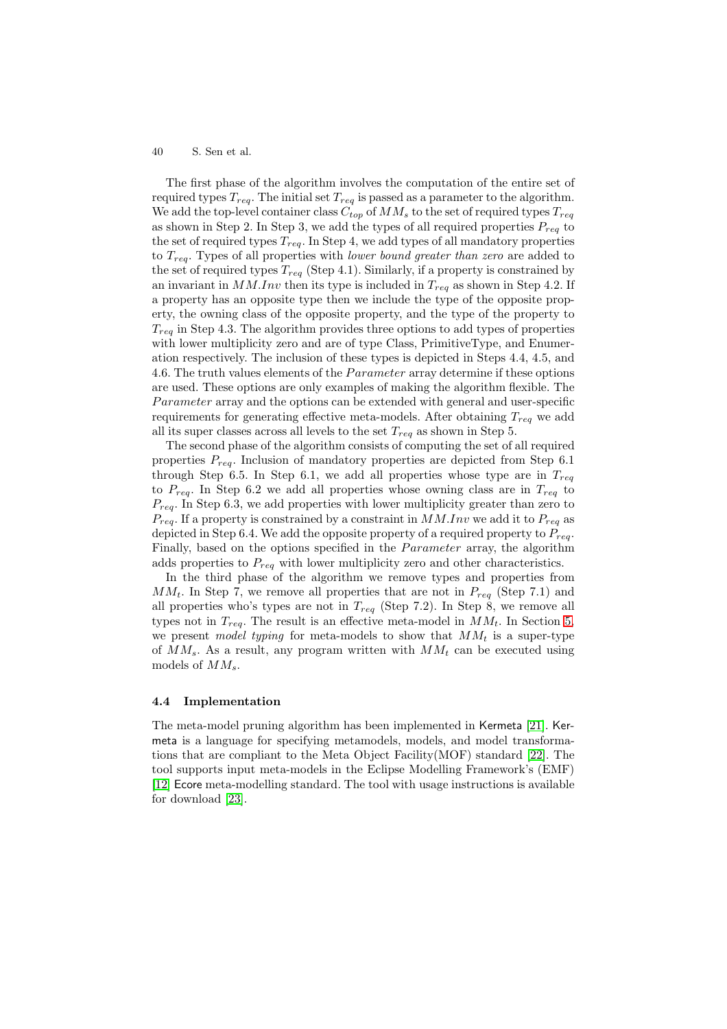The first phase of the algorithm involves the computation of the entire set of required types $T_{req}$. The initial set $T_{req}$ is passed as a parameter to the algorithm. We add the top-level container class $C_{top}$ of $MM_s$ to the set of required types $T_{req}$ as shown in Step 2. In Step 3, we add the types of all required properties $P_{req}$ to the set of required types $T_{req}$. In Step 4, we add types of all mandatory properties to $T_{req}$. Types of all properties with *lower bound greater than zero* are added to the set of required types $T_{req}$ (Step 4.1). Similarly, if a property is constrained by an invariant in $MM.Inv$ then its type is included in $T_{req}$ as shown in Step 4.2. If a property has an opposite type then we include the type of the opposite property, the owning class of the opposite property, and the type of the property to $T_{req}$ in Step 4.3. The algorithm provides three options to add types of properties with lower multiplicity zero and are of type Class, PrimitiveType, and Enumeration respectively. The inclusion of these types is depicted in Steps 4.4, 4.5, and 4.6. The truth values elements of the *Parameter* array determine if these options are used. These options are only examples of making the algorithm flexible. The *Parameter* array and the options can be extended with general and user-specific requirements for generating effective meta-models. After obtaining $T_{req}$ we add all its super classes across all levels to the set $T_{req}$ as shown in Step 5.

The second phase of the algorithm consists of computing the set of all required properties $P_{req}$. Inclusion of mandatory properties are depicted from Step 6.1 through Step 6.5. In Step 6.1, we add all properties whose type are in $T_{req}$ to $P_{req}$. In Step 6.2 we add all properties whose owning class are in $T_{req}$ to $P_{req}$. In Step 6.3, we add properties with lower multiplicity greater than zero to $P_{req}$. If a property is constrained by a constraint in $MM.Inv$ we add it to $P_{req}$ as depicted in Step 6.4. We add the opposite property of a required property to $P_{req}$. Finally, based on the options specified in the *Parameter* array, the algorithm adds properties to $P_{req}$ with lower multiplicity zero and other characteristics.

In the third phase of the algorithm we remove types and properties from $MM_t$. In Step 7, we remove all properties that are not in $P_{req}$ (Step 7.1) and all properties who's types are not in $T_{req}$ (Step 7.2). In Step 8, we remove all types not in $T_{req}$. The result is an effective meta-model in $MM_t$. In Section 5, we present *model typing* for meta-models to show that $MM_t$ is a super-type of $MM_s$. As a result, any program written with $MM_t$ can be executed using models of $MM_s$.

### 4.4 Implementation

The meta-model pruning algorithm has been implemented in Kermeta [21]. Kermeta is a language for specifying metamodels, models, and model transformations that are compliant to the Meta Object Facility(MOF) standard [22]. The tool supports input meta-models in the Eclipse Modelling Framework's (EMF) [12] Ecore meta-modelling standard. The tool with usage instructions is available for download [23].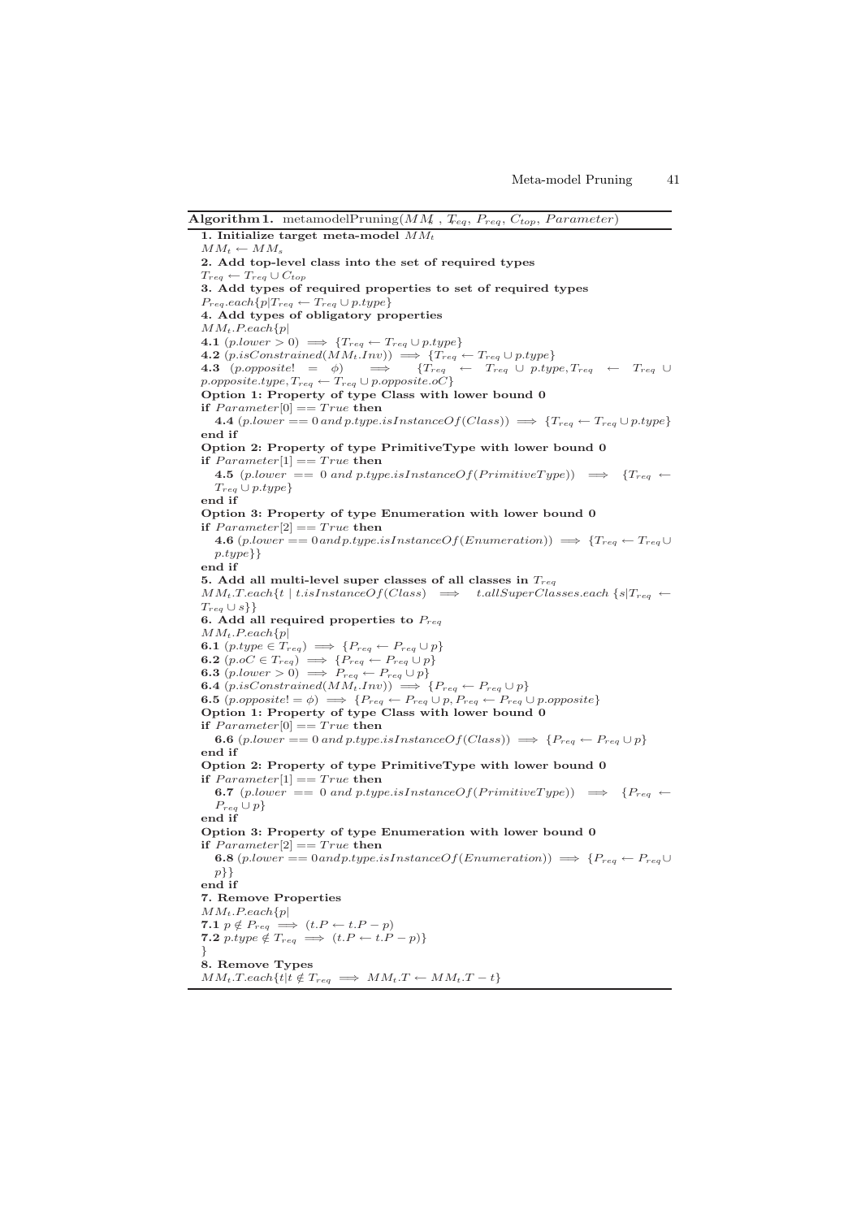**Algorithm 1.** metamodelPruning($MM_s$, $T_{req}$, $P_{req}$, $C_{top}$, $Parameter$)

**1. Initialize target meta-model** $MM_t$

$MM_t \leftarrow MM_s$

**2. Add top-level class into the set of required types**

$T_{req} \leftarrow T_{req} \cup C_{top}$

**3. Add types of required properties to set of required types**

$P_{req}.each\{p|T_{req} \leftarrow T_{req} \cup p.type\}$

**4. Add types of obligatory properties**

$MM_t.P.each\{p|$

**4.1** $(p.lower > 0) \implies \{T_{req} \leftarrow T_{req} \cup p.type\}$

**4.2** $(p.isConstrained(MM_t.Inv)) \implies \{T_{req} \leftarrow T_{req} \cup p.type\}$

**4.3** $(p.opposite! = \phi) \implies \{T_{req} \leftarrow T_{req} \cup p.type, T_{req} \leftarrow T_{req} \cup p.opposite.type, T_{req} \leftarrow T_{req} \cup p.opposite.oC\}$

**Option 1: Property of type Class with lower bound 0**

**if** $Parameter[0] == True$ **then**

**4.4** $(p.lower == 0 \, and \, p.type.isInstanceOf(Class)) \implies \{T_{req} \leftarrow T_{req} \cup p.type\}$

**end if**

**Option 2: Property of type PrimitiveType with lower bound 0**

**if** $Parameter[1] == True$ **then**

**4.5** $(p.lower == 0 \; and \; p.type.isInstanceOf(PrimitiveType)) \implies \{T_{req} \leftarrow T_{req} \cup p.type\}$

**end if**

**Option 3: Property of type Enumeration with lower bound 0**

**if** $Parameter[2] == True$ **then**

**4.6** $(p.lower == 0 \, and \, p.type.isInstanceOf(Enumeration)) \implies \{T_{req} \leftarrow T_{req} \cup p.type\}\}$

**end if**

**5. Add all multi-level super classes of all classes in** $T_{req}$

$MM_t.T.each\{t \mid t.isInstanceOf(Class) \implies t.allSuperClasses.each \, \{s|T_{req} \leftarrow T_{req} \cup s\}\}$

**6. Add all required properties to** $P_{req}$

$MM_t.P.each\{p|$

**6.1** $(p.type \in T_{req}) \implies \{P_{req} \leftarrow P_{req} \cup p\}$

**6.2** $(p.oC \in T_{req}) \implies \{P_{req} \leftarrow P_{req} \cup p\}$

**6.3** $(p.lower > 0) \implies P_{req} \leftarrow P_{req} \cup p\}$

**6.4** $(p.isConstrained(MM_t.Inv)) \implies \{P_{req} \leftarrow P_{req} \cup p\}$

**6.5** $(p.opposite! = \phi) \implies \{P_{req} \leftarrow P_{req} \cup p, P_{req} \leftarrow P_{req} \cup p.opposite\}$

**Option 1: Property of type Class with lower bound 0**

**if** $Parameter[0] == True$ **then**

**6.6** $(p.lower == 0 \, and \, p.type.isInstanceOf(Class)) \implies \{P_{req} \leftarrow P_{req} \cup p\}$

**end if**

**Option 2: Property of type PrimitiveType with lower bound 0**

**if** $Parameter[1] == True$ **then**

**6.7** $(p.lower == 0 \; and \; p.type.isInstanceOf(PrimitiveType)) \implies \{P_{req} \leftarrow P_{req} \cup p\}$

**end if**

**Option 3: Property of type Enumeration with lower bound 0**

**if** $Parameter[2] == True$ **then**

**6.8** $(p.lower == 0 and p.type.isInstanceOf(Enumeration)) \implies \{P_{req} \leftarrow P_{req} \cup p\}\}$

**end if**

**7. Remove Properties**

$MM_t.P.each\{p|$

**7.1** $p \notin P_{req} \implies (t.P \leftarrow t.P - p)$

**7.2** $p.type \notin T_{req} \implies (t.P \leftarrow t.P - p)\}$

$\}$

**8. Remove Types**

$MM_t.T.each\{t|t \notin T_{req} \implies MM_t.T \leftarrow MM_t.T - t\}$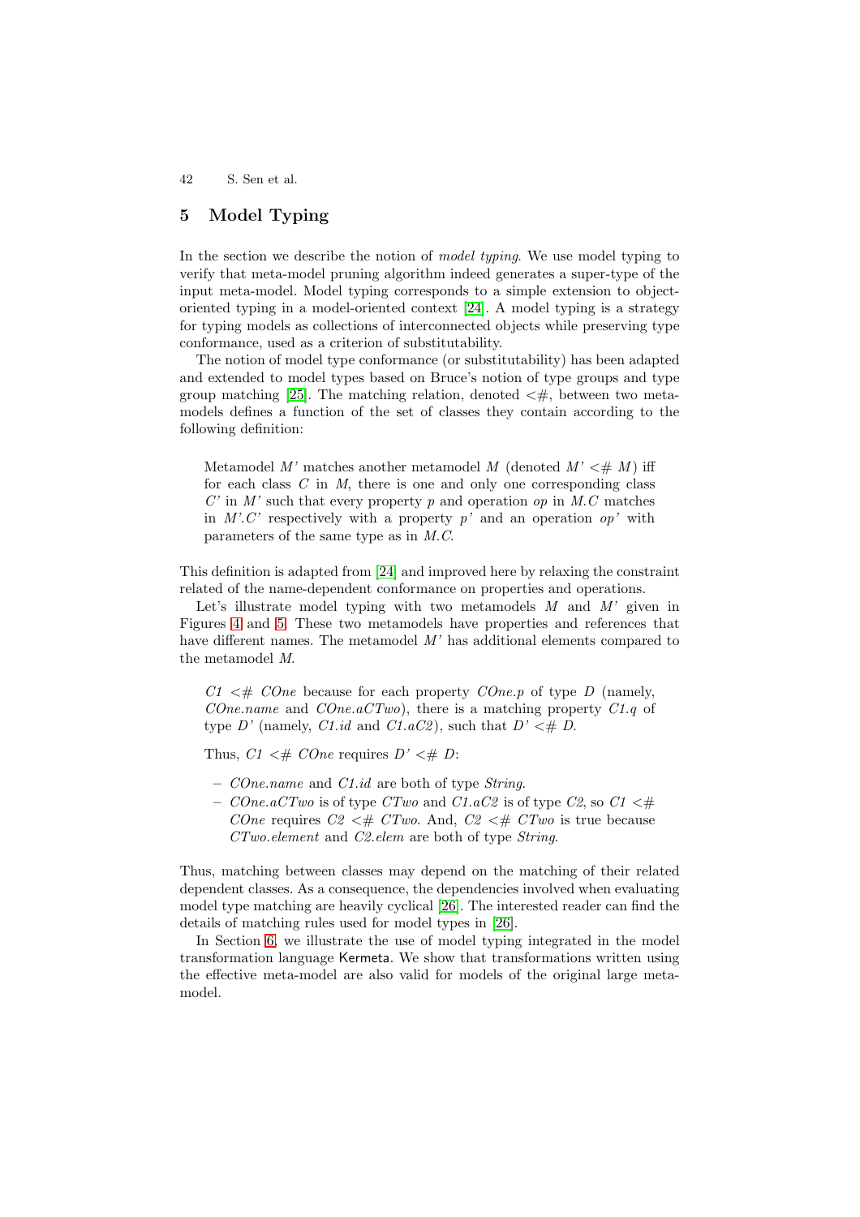## 5 Model Typing

In the section we describe the notion of *model typing*. We use model typing to verify that meta-model pruning algorithm indeed generates a super-type of the input meta-model. Model typing corresponds to a simple extension to object-oriented typing in a model-oriented context [24]. A model typing is a strategy for typing models as collections of interconnected objects while preserving type conformance, used as a criterion of substitutability.

The notion of model type conformance (or substitutability) has been adapted and extended to model types based on Bruce's notion of type groups and type group matching [25]. The matching relation, denoted <#, between two meta-models defines a function of the set of classes they contain according to the following definition:

> Metamodel *M'* matches another metamodel *M* (denoted *M' <# M*) iff for each class *C* in *M*, there is one and only one corresponding class *C'* in *M'* such that every property *p* and operation *op* in *M.C* matches in *M'.C'* respectively with a property *p'* and an operation *op'* with parameters of the same type as in *M.C*.

This definition is adapted from [24] and improved here by relaxing the constraint related of the name-dependent conformance on properties and operations.

Let's illustrate model typing with two metamodels *M* and *M'* given in Figures 4 and 5. These two metamodels have properties and references that have different names. The metamodel *M'* has additional elements compared to the metamodel *M*.

> *C1 <# COne* because for each property *COne.p* of type *D* (namely, *COne.name* and *COne.aCTwo*), there is a matching property *C1.q* of type *D'* (namely, *C1.id* and *C1.aC2*), such that *D' <# D*.
>
> Thus, *C1 <# COne* requires *D' <# D*:
>
> – *COne.name* and *C1.id* are both of type *String*.
>
> – *COne.aCTwo* is of type *CTwo* and *C1.aC2* is of type *C2*, so *C1 <# COne* requires *C2 <# CTwo*. And, *C2 <# CTwo* is true because *CTwo.element* and *C2.elem* are both of type *String*.

Thus, matching between classes may depend on the matching of their related dependent classes. As a consequence, the dependencies involved when evaluating model type matching are heavily cyclical [26]. The interested reader can find the details of matching rules used for model types in [26].

In Section 6, we illustrate the use of model typing integrated in the model transformation language Kermeta. We show that transformations written using the effective meta-model are also valid for models of the original large meta-model.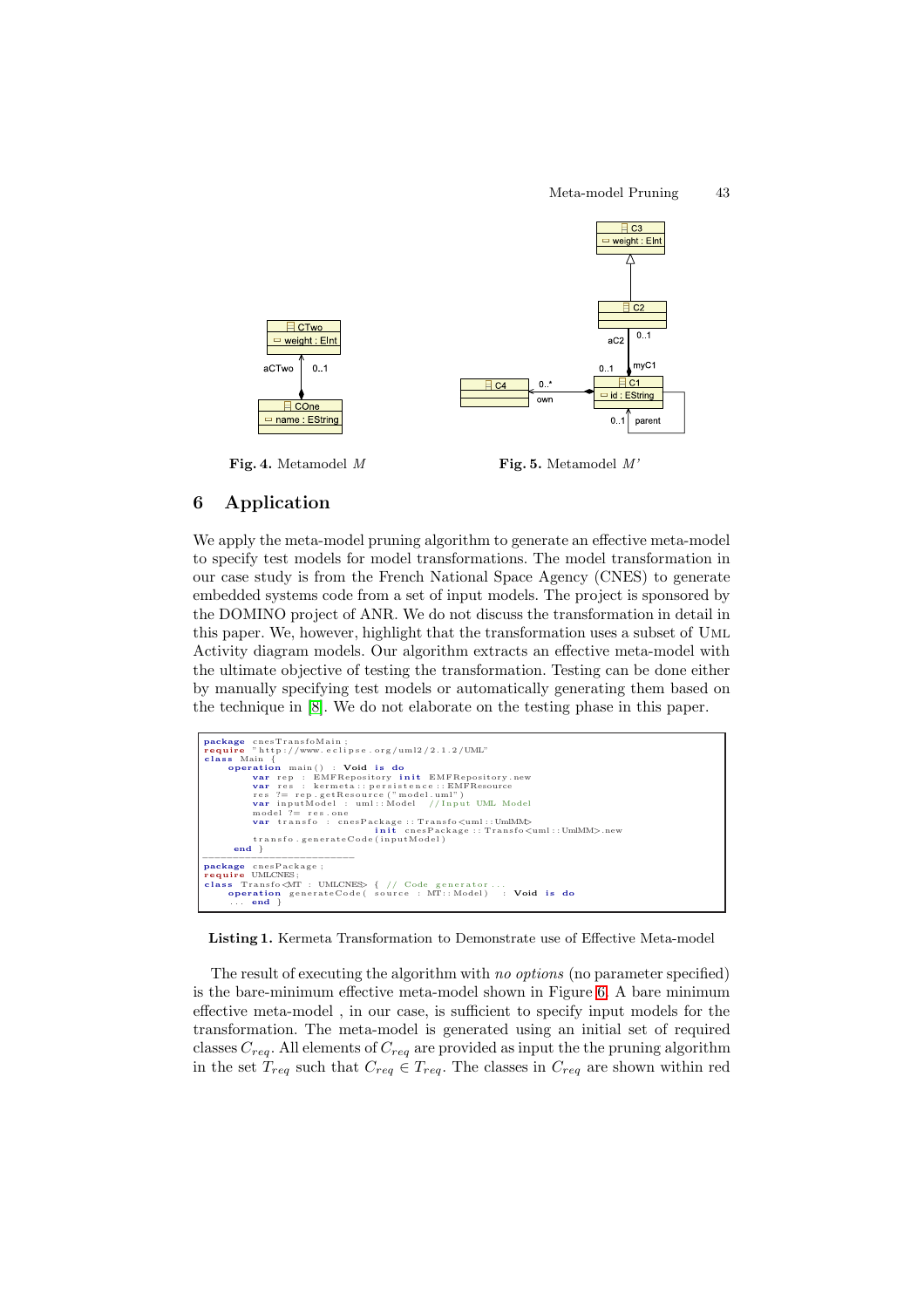Fig. 4. Metamodel *M*

Fig. 5. Metamodel *M'*

## 6 Application

We apply the meta-model pruning algorithm to generate an effective meta-model to specify test models for model transformations. The model transformation in our case study is from the French National Space Agency (CNES) to generate embedded systems code from a set of input models. The project is sponsored by the DOMINO project of ANR. We do not discuss the transformation in detail in this paper. We, however, highlight that the transformation uses a subset of UML Activity diagram models. Our algorithm extracts an effective meta-model with the ultimate objective of testing the transformation. Testing can be done either by manually specifying test models or automatically generating them based on the technique in [8]. We do not elaborate on the testing phase in this paper.

```
package cnesTransfoMain;
require "http://www.eclipse.org/uml2/2.1.2/UML"
class Main {
    operation main() : Void is do
        var rep : EMFRepository init EMFRepository.new
        var res : kermeta::persistence::EMFResource
        res ?= rep.getResource("model.uml")
        var inputModel : uml::Model  //Input UML Model
        model ?= res.one
        var transfo : cnesPackage::Transfo<uml::UmlMM>
                        init cnesPackage::Transfo<uml::UmlMM>.new
        transfo.generateCode(inputModel)
    end }
------------------------
package cnesPackage;
require UMLCNES;
class Transfo<MT : UMLCNES> { // Code generator...
    operation generateCode( source : MT::Model) : Void is do
    ... end }
```

**Listing 1.** Kermeta Transformation to Demonstrate use of Effective Meta-model

The result of executing the algorithm with *no options* (no parameter specified) is the bare-minimum effective meta-model shown in Figure 6. A bare minimum effective meta-model , in our case, is sufficient to specify input models for the transformation. The meta-model is generated using an initial set of required classes $C_{req}$. All elements of $C_{req}$ are provided as input the the pruning algorithm in the set $T_{req}$ such that $C_{req} \in T_{req}$. The classes in $C_{req}$ are shown within red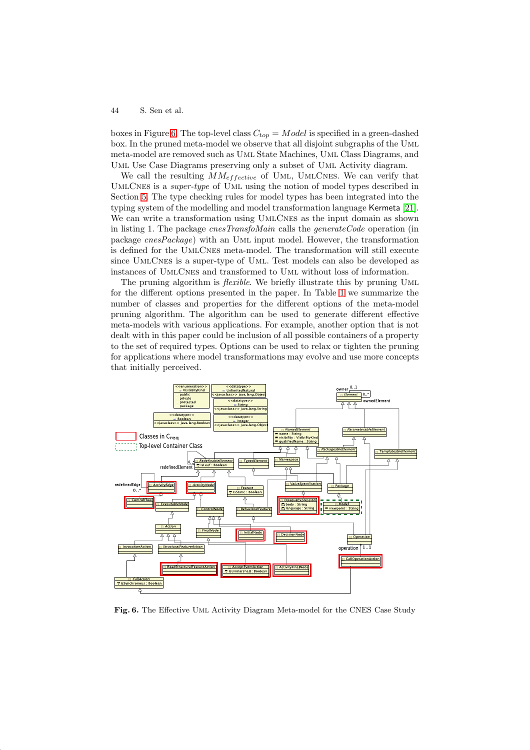boxes in Figure 6. The top-level class $C_{top} = Model$ is specified in a green-dashed box. In the pruned meta-model we observe that all disjoint subgraphs of the UML meta-model are removed such as UML State Machines, UML Class Diagrams, and UML Use Case Diagrams preserving only a subset of UML Activity diagram.

We call the resulting $MM_{effective}$ of UML, UMLCNES. We can verify that UMLCNES is a *super-type* of UML using the notion of model types described in Section 5. The type checking rules for model types has been integrated into the typing system of the modelling and model transformation language Kermeta [21]. We can write a transformation using UMLCNES as the input domain as shown in listing 1. The package *cnesTransfoMain* calls the *generateCode* operation (in package *cnesPackage*) with an UML input model. However, the transformation is defined for the UMLCNES meta-model. The transformation will still execute since UMLCNES is a super-type of UML. Test models can also be developed as instances of UMLCNES and transformed to UML without loss of information.

The pruning algorithm is *flexible*. We briefly illustrate this by pruning UML for the different options presented in the paper. In Table 1 we summarize the number of classes and properties for the different options of the meta-model pruning algorithm. The algorithm can be used to generate different effective meta-models with various applications. For example, another option that is not dealt with in this paper could be inclusion of all possible containers of a property to the set of required types. Options can be used to relax or tighten the pruning for applications where model transformations may evolve and use more concepts that initially perceived.

**Fig. 6.** The Effective UML Activity Diagram Meta-model for the CNES Case Study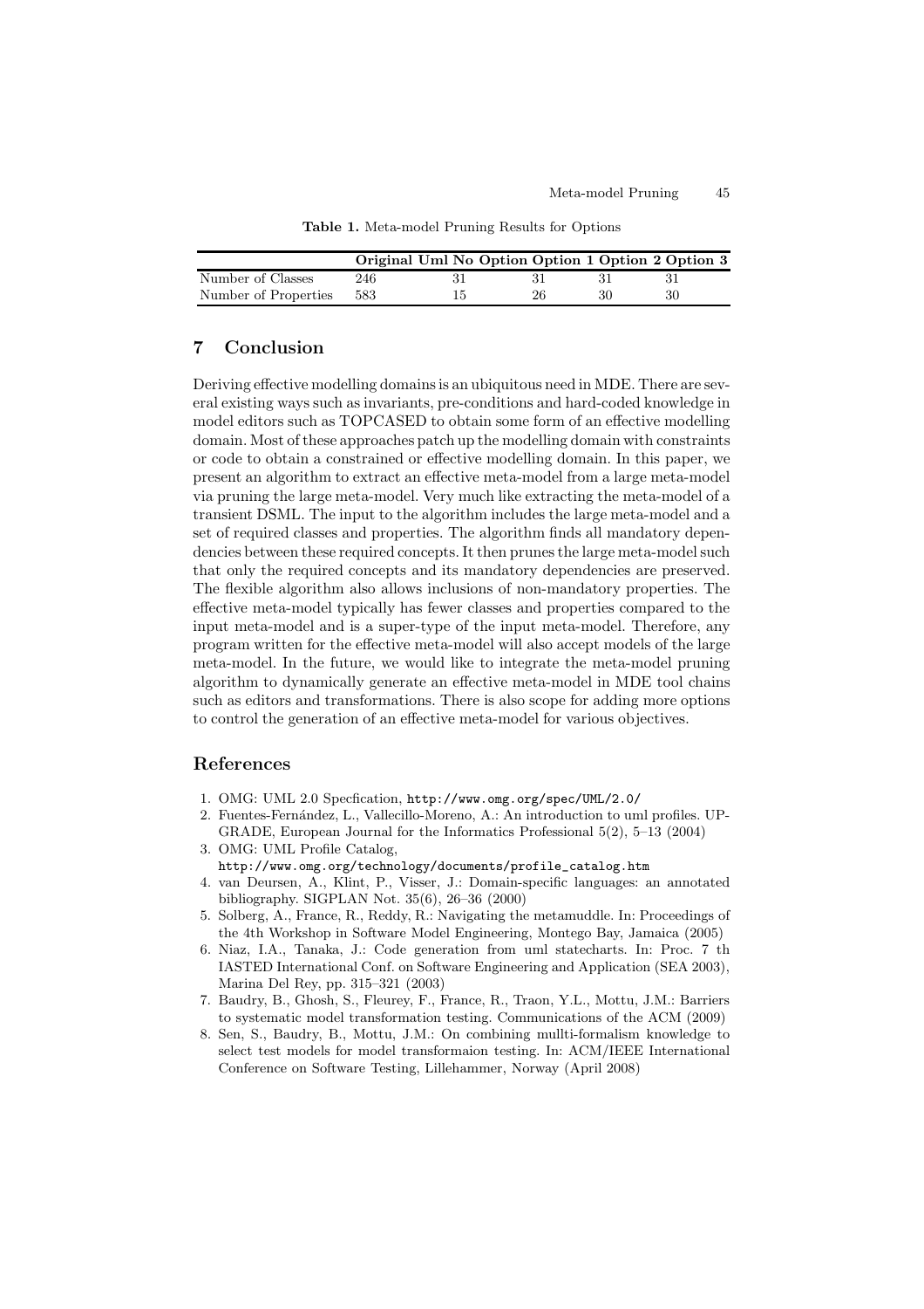**Table 1.** Meta-model Pruning Results for Options

| | Original Uml | No Option | Option 1 | Option 2 | Option 3 |
|---|---|---|---|---|---|
| Number of Classes | 246 | 31 | 31 | 31 | 31 |
| Number of Properties | 583 | 15 | 26 | 30 | 30 |

## 7 Conclusion

Deriving effective modelling domains is an ubiquitous need in MDE. There are several existing ways such as invariants, pre-conditions and hard-coded knowledge in model editors such as TOPCASED to obtain some form of an effective modelling domain. Most of these approaches patch up the modelling domain with constraints or code to obtain a constrained or effective modelling domain. In this paper, we present an algorithm to extract an effective meta-model from a large meta-model via pruning the large meta-model. Very much like extracting the meta-model of a transient DSML. The input to the algorithm includes the large meta-model and a set of required classes and properties. The algorithm finds all mandatory dependencies between these required concepts. It then prunes the large meta-model such that only the required concepts and its mandatory dependencies are preserved. The flexible algorithm also allows inclusions of non-mandatory properties. The effective meta-model typically has fewer classes and properties compared to the input meta-model and is a super-type of the input meta-model. Therefore, any program written for the effective meta-model will also accept models of the large meta-model. In the future, we would like to integrate the meta-model pruning algorithm to dynamically generate an effective meta-model in MDE tool chains such as editors and transformations. There is also scope for adding more options to control the generation of an effective meta-model for various objectives.

## References

1. OMG: UML 2.0 Specfication, `http://www.omg.org/spec/UML/2.0/`
2. Fuentes-Fernández, L., Vallecillo-Moreno, A.: An introduction to uml profiles. UPGRADE, European Journal for the Informatics Professional 5(2), 5–13 (2004)
3. OMG: UML Profile Catalog, `http://www.omg.org/technology/documents/profile_catalog.htm`
4. van Deursen, A., Klint, P., Visser, J.: Domain-specific languages: an annotated bibliography. SIGPLAN Not. 35(6), 26–36 (2000)
5. Solberg, A., France, R., Reddy, R.: Navigating the metamuddle. In: Proceedings of the 4th Workshop in Software Model Engineering, Montego Bay, Jamaica (2005)
6. Niaz, I.A., Tanaka, J.: Code generation from uml statecharts. In: Proc. 7 th IASTED International Conf. on Software Engineering and Application (SEA 2003), Marina Del Rey, pp. 315–321 (2003)
7. Baudry, B., Ghosh, S., Fleurey, F., France, R., Traon, Y.L., Mottu, J.M.: Barriers to systematic model transformation testing. Communications of the ACM (2009)
8. Sen, S., Baudry, B., Mottu, J.M.: On combining mullti-formalism knowledge to select test models for model transformaion testing. In: ACM/IEEE International Conference on Software Testing, Lillehammer, Norway (April 2008)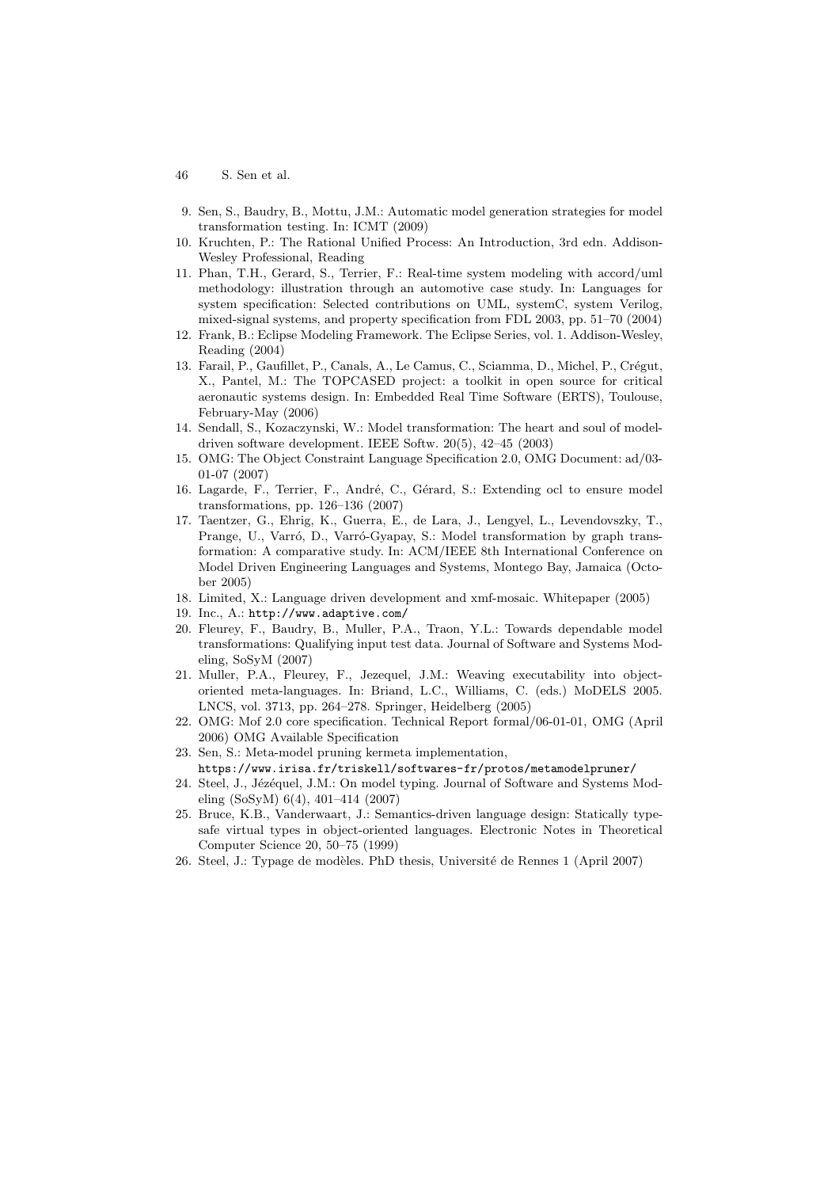9. Sen, S., Baudry, B., Mottu, J.M.: Automatic model generation strategies for model transformation testing. In: ICMT (2009)
10. Kruchten, P.: The Rational Unified Process: An Introduction, 3rd edn. Addison-Wesley Professional, Reading
11. Phan, T.H., Gerard, S., Terrier, F.: Real-time system modeling with accord/uml methodology: illustration through an automotive case study. In: Languages for system specification: Selected contributions on UML, systemC, system Verilog, mixed-signal systems, and property specification from FDL 2003, pp. 51–70 (2004)
12. Frank, B.: Eclipse Modeling Framework. The Eclipse Series, vol. 1. Addison-Wesley, Reading (2004)
13. Farail, P., Gaufillet, P., Canals, A., Le Camus, C., Sciamma, D., Michel, P., Crégut, X., Pantel, M.: The TOPCASED project: a toolkit in open source for critical aeronautic systems design. In: Embedded Real Time Software (ERTS), Toulouse, February-May (2006)
14. Sendall, S., Kozaczynski, W.: Model transformation: The heart and soul of model-driven software development. IEEE Softw. 20(5), 42–45 (2003)
15. OMG: The Object Constraint Language Specification 2.0, OMG Document: ad/03-01-07 (2007)
16. Lagarde, F., Terrier, F., André, C., Gérard, S.: Extending ocl to ensure model transformations, pp. 126–136 (2007)
17. Taentzer, G., Ehrig, K., Guerra, E., de Lara, J., Lengyel, L., Levendovszky, T., Prange, U., Varró, D., Varró-Gyapay, S.: Model transformation by graph transformation: A comparative study. In: ACM/IEEE 8th International Conference on Model Driven Engineering Languages and Systems, Montego Bay, Jamaica (October 2005)
18. Limited, X.: Language driven development and xmf-mosaic. Whitepaper (2005)
19. Inc., A.: `http://www.adaptive.com/`
20. Fleurey, F., Baudry, B., Muller, P.A., Traon, Y.L.: Towards dependable model transformations: Qualifying input test data. Journal of Software and Systems Modeling, SoSyM (2007)
21. Muller, P.A., Fleurey, F., Jezequel, J.M.: Weaving executability into object-oriented meta-languages. In: Briand, L.C., Williams, C. (eds.) MoDELS 2005. LNCS, vol. 3713, pp. 264–278. Springer, Heidelberg (2005)
22. OMG: Mof 2.0 core specification. Technical Report formal/06-01-01, OMG (April 2006) OMG Available Specification
23. Sen, S.: Meta-model pruning kermeta implementation, `https://www.irisa.fr/triskell/softwares-fr/protos/metamodelpruner/`
24. Steel, J., Jézéquel, J.M.: On model typing. Journal of Software and Systems Modeling (SoSyM) 6(4), 401–414 (2007)
25. Bruce, K.B., Vanderwaart, J.: Semantics-driven language design: Statically type-safe virtual types in object-oriented languages. Electronic Notes in Theoretical Computer Science 20, 50–75 (1999)
26. Steel, J.: Typage de modèles. PhD thesis, Université de Rennes 1 (April 2007)